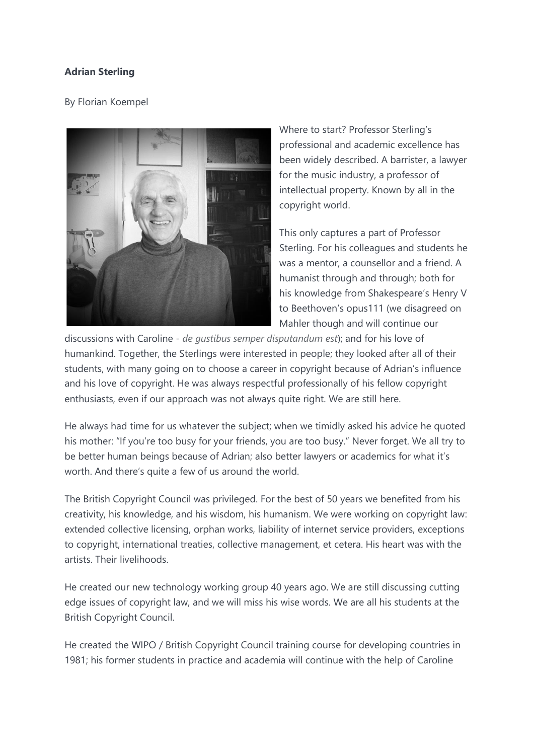**Adrian Sterling**

By Florian Koempel

Where to start? Professor Sterling's professional and academic excellence has been widely described. A barrister, a lawyer for the music industry, a professor of intellectual property. Known by all in the copyright world.

This only captures a part of Professor Sterling. For his colleagues and students he was a mentor, a counsellor and a friend. A humanist through and through; both for his knowledge from Shakespeare's Henry V to Beethoven's opus111 (we disagreed on Mahler though and will continue our discussions with Caroline - *de gustibus semper disputandum est*); and for his love of humankind. Together, the Sterlings were interested in people; they looked after all of their students, with many going on to choose a career in copyright because of Adrian's influence and his love of copyright. He was always respectful professionally of his fellow copyright enthusiasts, even if our approach was not always quite right. We are still here.

He always had time for us whatever the subject; when we timidly asked his advice he quoted his mother: "If you're too busy for your friends, you are too busy." Never forget. We all try to be better human beings because of Adrian; also better lawyers or academics for what it's worth. And there's quite a few of us around the world.

The British Copyright Council was privileged. For the best of 50 years we benefited from his creativity, his knowledge, and his wisdom, his humanism. We were working on copyright law: extended collective licensing, orphan works, liability of internet service providers, exceptions to copyright, international treaties, collective management, et cetera. His heart was with the artists. Their livelihoods.

He created our new technology working group 40 years ago. We are still discussing cutting edge issues of copyright law, and we will miss his wise words. We are all his students at the British Copyright Council.

He created the WIPO / British Copyright Council training course for developing countries in 1981; his former students in practice and academia will continue with the help of Caroline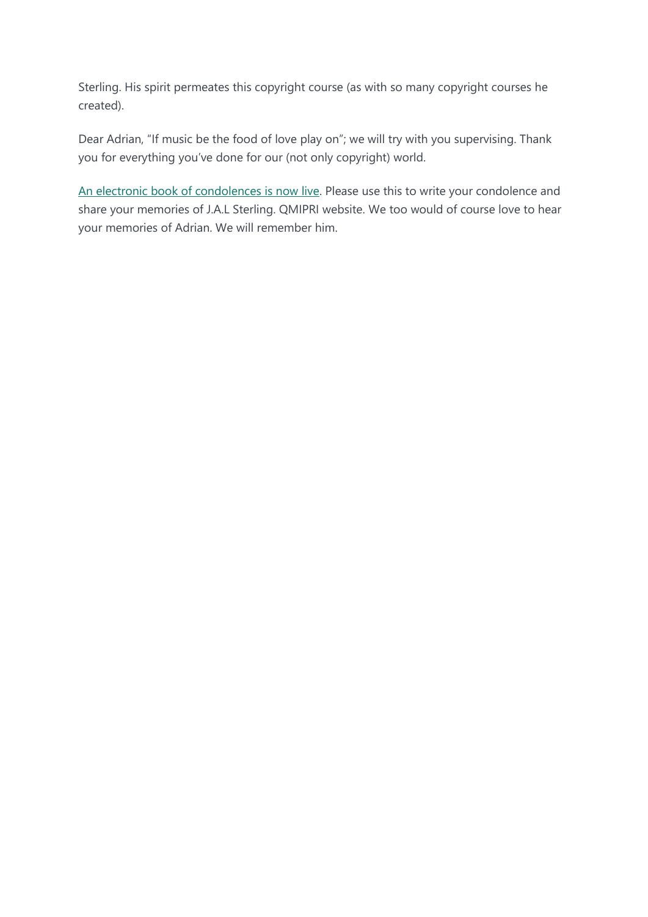Sterling. His spirit permeates this copyright course (as with so many copyright courses he created).

Dear Adrian, “If music be the food of love play on”; we will try with you supervising. Thank you for everything you’ve done for our (not only copyright) world.

An electronic book of condolences is now live. Please use this to write your condolence and share your memories of J.A.L Sterling. QMIPRI website. We too would of course love to hear your memories of Adrian. We will remember him.